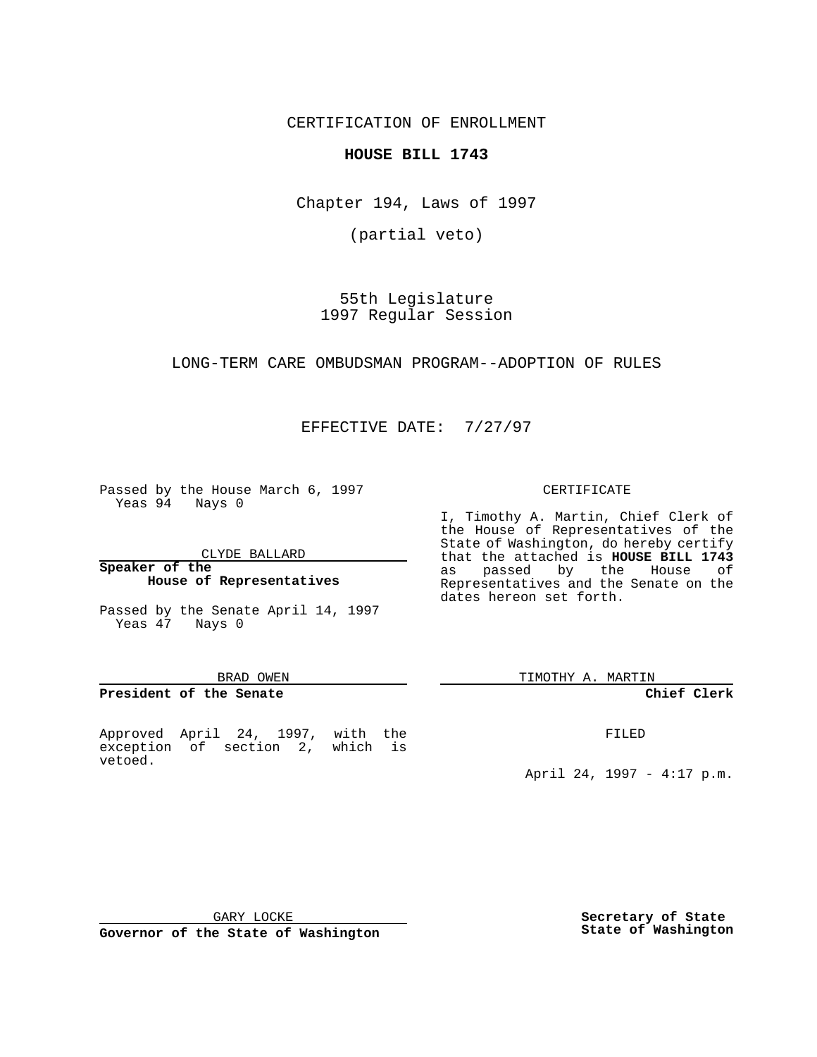CERTIFICATION OF ENROLLMENT

**HOUSE BILL 1743**

Chapter 194, Laws of 1997

(partial veto)

55th Legislature
1997 Regular Session

LONG-TERM CARE OMBUDSMAN PROGRAM--ADOPTION OF RULES

EFFECTIVE DATE: 7/27/97

Passed by the House March 6, 1997
Yeas 94 Nays 0

CLYDE BALLARD

**Speaker of the House of Representatives**

Passed by the Senate April 14, 1997
Yeas 47 Nays 0

BRAD OWEN

**President of the Senate**

Approved April 24, 1997, with the exception of section 2, which is vetoed.

GARY LOCKE

**Governor of the State of Washington**

CERTIFICATE

I, Timothy A. Martin, Chief Clerk of the House of Representatives of the State of Washington, do hereby certify that the attached is **HOUSE BILL 1743** as passed by the House of Representatives and the Senate on the dates hereon set forth.

TIMOTHY A. MARTIN

**Chief Clerk**

FILED

April 24, 1997 - 4:17 p.m.

**Secretary of State**
**State of Washington**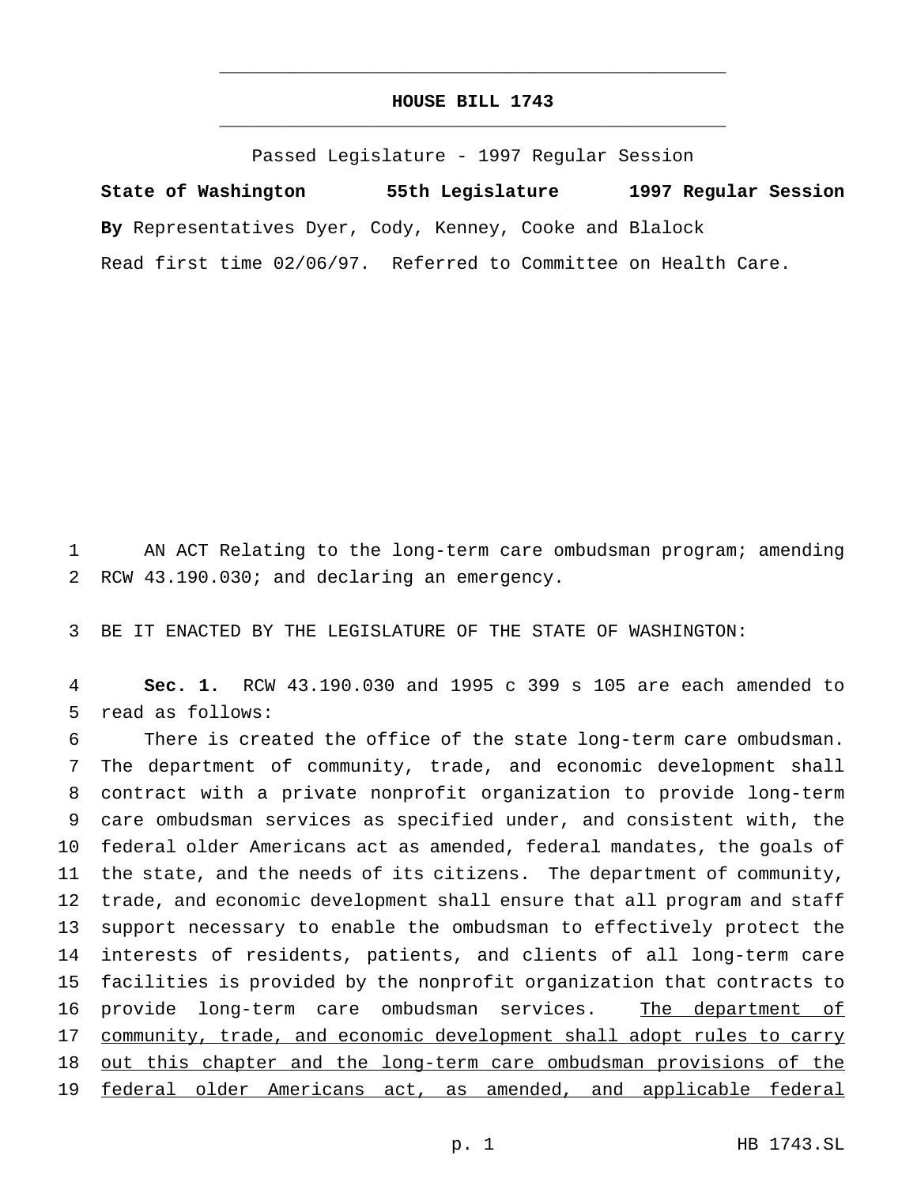# HOUSE BILL 1743

Passed Legislature - 1997 Regular Session

**State of Washington 55th Legislature 1997 Regular Session**

**By** Representatives Dyer, Cody, Kenney, Cooke and Blalock

Read first time 02/06/97. Referred to Committee on Health Care.

AN ACT Relating to the long-term care ombudsman program; amending RCW 43.190.030; and declaring an emergency.

BE IT ENACTED BY THE LEGISLATURE OF THE STATE OF WASHINGTON:

**Sec. 1.** RCW 43.190.030 and 1995 c 399 s 105 are each amended to read as follows:

There is created the office of the state long-term care ombudsman. The department of community, trade, and economic development shall contract with a private nonprofit organization to provide long-term care ombudsman services as specified under, and consistent with, the federal older Americans act as amended, federal mandates, the goals of the state, and the needs of its citizens. The department of community, trade, and economic development shall ensure that all program and staff support necessary to enable the ombudsman to effectively protect the interests of residents, patients, and clients of all long-term care facilities is provided by the nonprofit organization that contracts to provide long-term care ombudsman services. <u>The department of community, trade, and economic development shall adopt rules to carry out this chapter and the long-term care ombudsman provisions of the federal older Americans act, as amended, and applicable federal</u>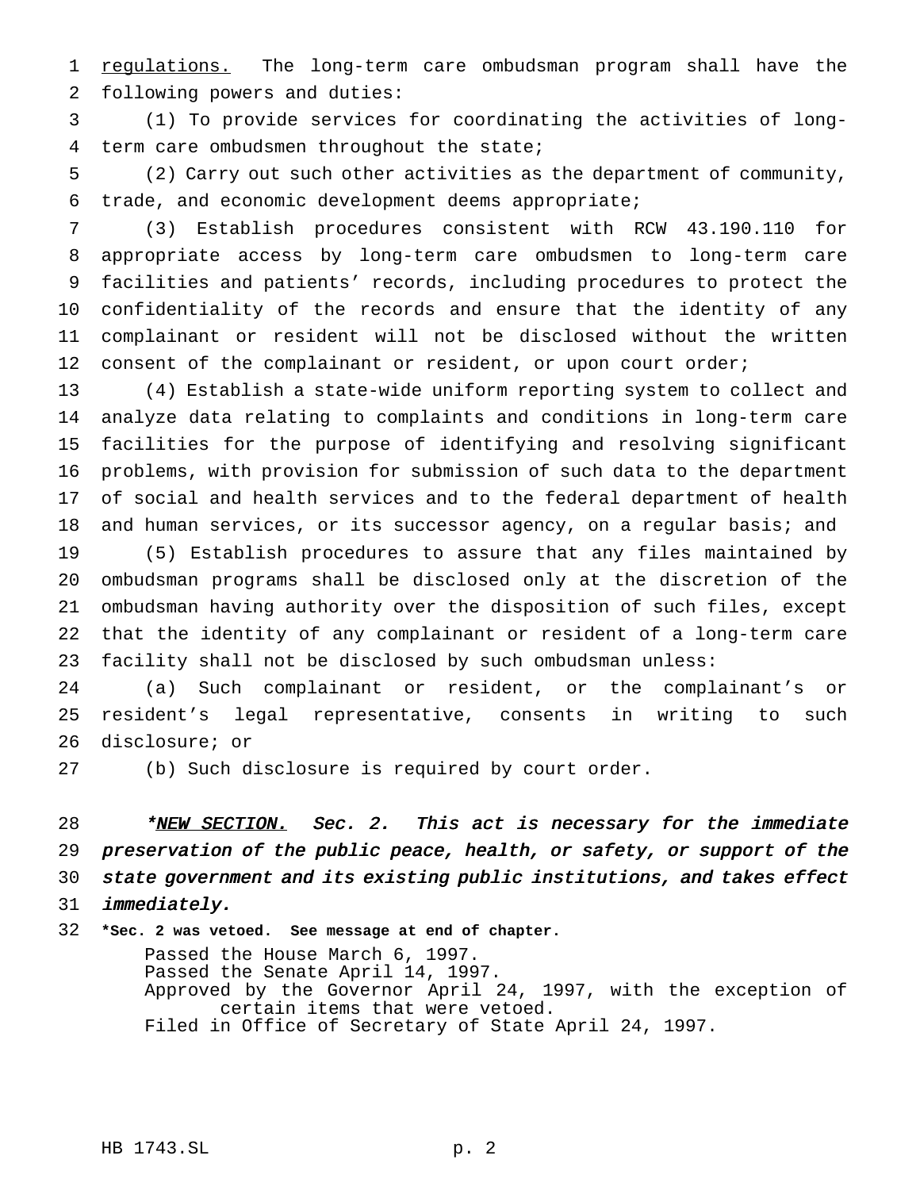regulations. The long-term care ombudsman program shall have the following powers and duties:

(1) To provide services for coordinating the activities of long-term care ombudsmen throughout the state;

(2) Carry out such other activities as the department of community, trade, and economic development deems appropriate;

(3) Establish procedures consistent with RCW 43.190.110 for appropriate access by long-term care ombudsmen to long-term care facilities and patients' records, including procedures to protect the confidentiality of the records and ensure that the identity of any complainant or resident will not be disclosed without the written consent of the complainant or resident, or upon court order;

(4) Establish a state-wide uniform reporting system to collect and analyze data relating to complaints and conditions in long-term care facilities for the purpose of identifying and resolving significant problems, with provision for submission of such data to the department of social and health services and to the federal department of health and human services, or its successor agency, on a regular basis; and

(5) Establish procedures to assure that any files maintained by ombudsman programs shall be disclosed only at the discretion of the ombudsman having authority over the disposition of such files, except that the identity of any complainant or resident of a long-term care facility shall not be disclosed by such ombudsman unless:

(a) Such complainant or resident, or the complainant's or resident's legal representative, consents in writing to such disclosure; or

(b) Such disclosure is required by court order.

*\*NEW SECTION. Sec. 2. This act is necessary for the immediate preservation of the public peace, health, or safety, or support of the state government and its existing public institutions, and takes effect immediately.*

**\*Sec. 2 was vetoed. See message at end of chapter.**

Passed the House March 6, 1997.
Passed the Senate April 14, 1997.
Approved by the Governor April 24, 1997, with the exception of certain items that were vetoed.
Filed in Office of Secretary of State April 24, 1997.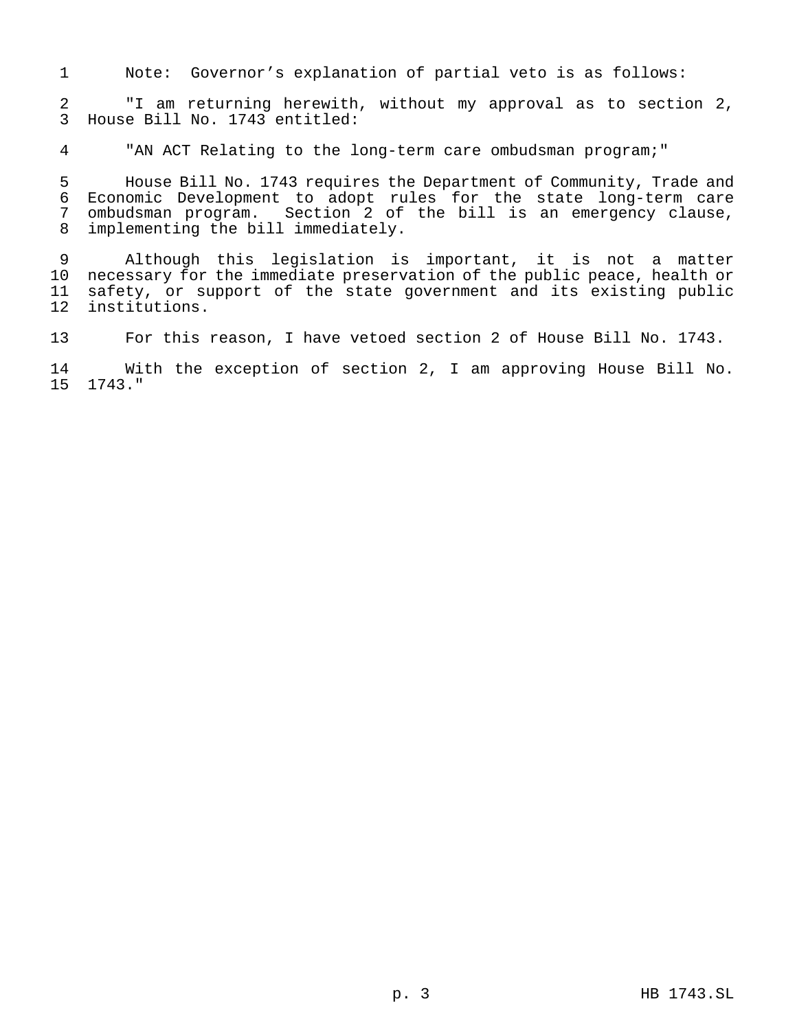Note: Governor's explanation of partial veto is as follows:

"I am returning herewith, without my approval as to section 2, House Bill No. 1743 entitled:

"AN ACT Relating to the long-term care ombudsman program;"

House Bill No. 1743 requires the Department of Community, Trade and Economic Development to adopt rules for the state long-term care ombudsman program. Section 2 of the bill is an emergency clause, implementing the bill immediately.

Although this legislation is important, it is not a matter necessary for the immediate preservation of the public peace, health or safety, or support of the state government and its existing public institutions.

For this reason, I have vetoed section 2 of House Bill No. 1743.

With the exception of section 2, I am approving House Bill No. 1743."